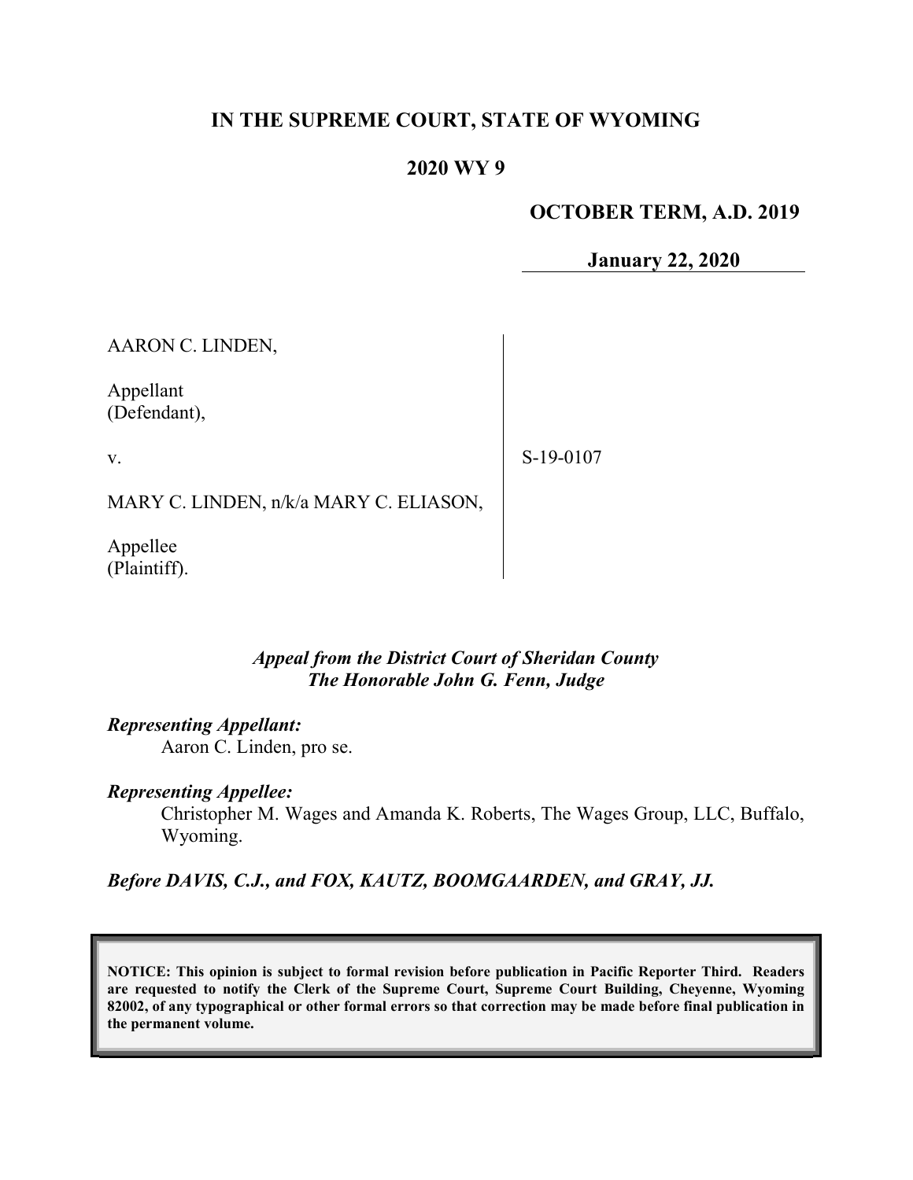# IN THE SUPREME COURT, STATE OF WYOMING

## 2020 WY 9

**OCTOBER TERM, A.D. 2019**

**January 22, 2020**

| | |
|---|---|
| AARON C. LINDEN,<br><br>Appellant<br>(Defendant),<br><br>v.<br><br>MARY C. LINDEN, n/k/a MARY C. ELIASON,<br><br>Appellee<br>(Plaintiff). | S-19-0107 |

***Appeal from the District Court of Sheridan County***
***The Honorable John G. Fenn, Judge***

***Representing Appellant:***
Aaron C. Linden, pro se.

***Representing Appellee:***
Christopher M. Wages and Amanda K. Roberts, The Wages Group, LLC, Buffalo, Wyoming.

***Before DAVIS, C.J., and FOX, KAUTZ, BOOMGAARDEN, and GRAY, JJ.***

**NOTICE: This opinion is subject to formal revision before publication in Pacific Reporter Third. Readers are requested to notify the Clerk of the Supreme Court, Supreme Court Building, Cheyenne, Wyoming 82002, of any typographical or other formal errors so that correction may be made before final publication in the permanent volume.**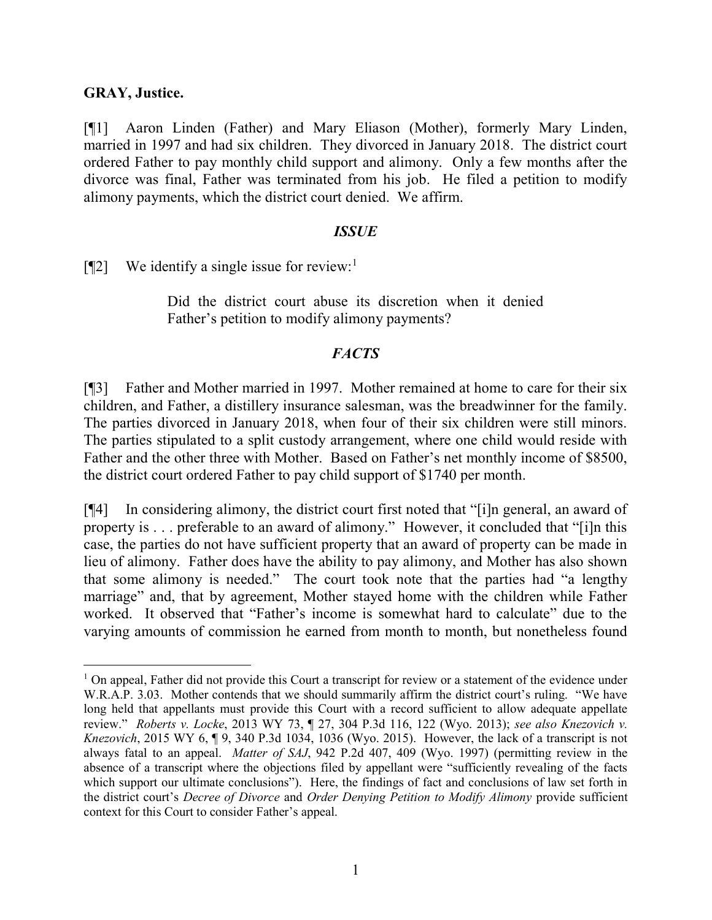**GRAY, Justice.**

[¶1] Aaron Linden (Father) and Mary Eliason (Mother), formerly Mary Linden, married in 1997 and had six children. They divorced in January 2018. The district court ordered Father to pay monthly child support and alimony. Only a few months after the divorce was final, Father was terminated from his job. He filed a petition to modify alimony payments, which the district court denied. We affirm.

### *ISSUE*

[¶2] We identify a single issue for review:[1]

> Did the district court abuse its discretion when it denied Father's petition to modify alimony payments?

### *FACTS*

[¶3] Father and Mother married in 1997. Mother remained at home to care for their six children, and Father, a distillery insurance salesman, was the breadwinner for the family. The parties divorced in January 2018, when four of their six children were still minors. The parties stipulated to a split custody arrangement, where one child would reside with Father and the other three with Mother. Based on Father's net monthly income of $8500, the district court ordered Father to pay child support of $1740 per month.

[¶4] In considering alimony, the district court first noted that "[i]n general, an award of property is . . . preferable to an award of alimony." However, it concluded that "[i]n this case, the parties do not have sufficient property that an award of property can be made in lieu of alimony. Father does have the ability to pay alimony, and Mother has also shown that some alimony is needed." The court took note that the parties had "a lengthy marriage" and, that by agreement, Mother stayed home with the children while Father worked. It observed that "Father's income is somewhat hard to calculate" due to the varying amounts of commission he earned from month to month, but nonetheless found

---

[1] On appeal, Father did not provide this Court a transcript for review or a statement of the evidence under W.R.A.P. 3.03. Mother contends that we should summarily affirm the district court's ruling. "We have long held that appellants must provide this Court with a record sufficient to allow adequate appellate review." *Roberts v. Locke*, 2013 WY 73, ¶ 27, 304 P.3d 116, 122 (Wyo. 2013); *see also Knezovich v. Knezovich*, 2015 WY 6, ¶ 9, 340 P.3d 1034, 1036 (Wyo. 2015). However, the lack of a transcript is not always fatal to an appeal. *Matter of SAJ*, 942 P.2d 407, 409 (Wyo. 1997) (permitting review in the absence of a transcript where the objections filed by appellant were "sufficiently revealing of the facts which support our ultimate conclusions"). Here, the findings of fact and conclusions of law set forth in the district court's *Decree of Divorce* and *Order Denying Petition to Modify Alimony* provide sufficient context for this Court to consider Father's appeal.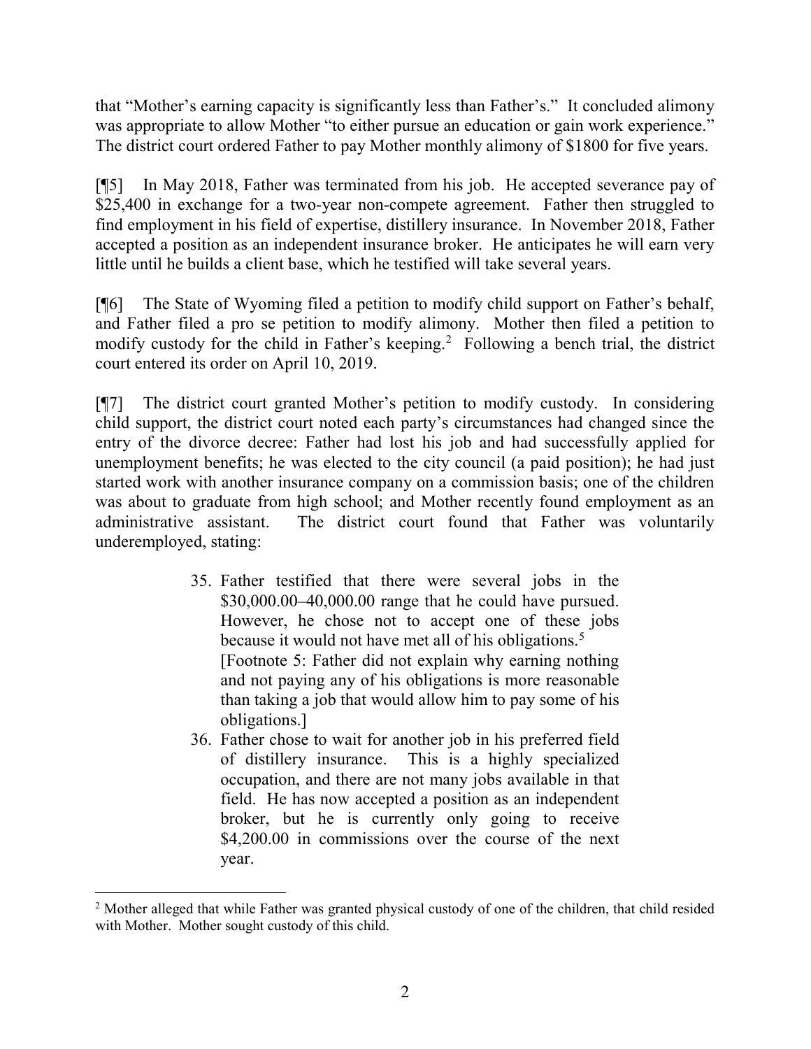that "Mother's earning capacity is significantly less than Father's." It concluded alimony was appropriate to allow Mother "to either pursue an education or gain work experience." The district court ordered Father to pay Mother monthly alimony of $1800 for five years.

[¶5] In May 2018, Father was terminated from his job. He accepted severance pay of $25,400 in exchange for a two-year non-compete agreement. Father then struggled to find employment in his field of expertise, distillery insurance. In November 2018, Father accepted a position as an independent insurance broker. He anticipates he will earn very little until he builds a client base, which he testified will take several years.

[¶6] The State of Wyoming filed a petition to modify child support on Father's behalf, and Father filed a pro se petition to modify alimony. Mother then filed a petition to modify custody for the child in Father's keeping.[2] Following a bench trial, the district court entered its order on April 10, 2019.

[¶7] The district court granted Mother's petition to modify custody. In considering child support, the district court noted each party's circumstances had changed since the entry of the divorce decree: Father had lost his job and had successfully applied for unemployment benefits; he was elected to the city council (a paid position); he had just started work with another insurance company on a commission basis; one of the children was about to graduate from high school; and Mother recently found employment as an administrative assistant. The district court found that Father was voluntarily underemployed, stating:

> 35. Father testified that there were several jobs in the $30,000.00–40,000.00 range that he could have pursued. However, he chose not to accept one of these jobs because it would not have met all of his obligations.[5]
> [Footnote 5: Father did not explain why earning nothing and not paying any of his obligations is more reasonable than taking a job that would allow him to pay some of his obligations.]
>
> 36. Father chose to wait for another job in his preferred field of distillery insurance. This is a highly specialized occupation, and there are not many jobs available in that field. He has now accepted a position as an independent broker, but he is currently only going to receive $4,200.00 in commissions over the course of the next year.

---

[2] Mother alleged that while Father was granted physical custody of one of the children, that child resided with Mother. Mother sought custody of this child.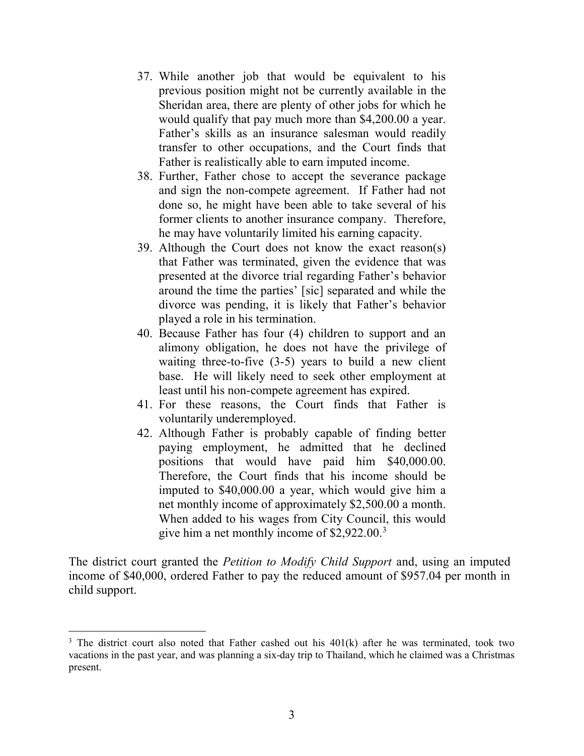37. While another job that would be equivalent to his previous position might not be currently available in the Sheridan area, there are plenty of other jobs for which he would qualify that pay much more than $4,200.00 a year. Father's skills as an insurance salesman would readily transfer to other occupations, and the Court finds that Father is realistically able to earn imputed income.
38. Further, Father chose to accept the severance package and sign the non-compete agreement. If Father had not done so, he might have been able to take several of his former clients to another insurance company. Therefore, he may have voluntarily limited his earning capacity.
39. Although the Court does not know the exact reason(s) that Father was terminated, given the evidence that was presented at the divorce trial regarding Father's behavior around the time the parties' [sic] separated and while the divorce was pending, it is likely that Father's behavior played a role in his termination.
40. Because Father has four (4) children to support and an alimony obligation, he does not have the privilege of waiting three-to-five (3-5) years to build a new client base. He will likely need to seek other employment at least until his non-compete agreement has expired.
41. For these reasons, the Court finds that Father is voluntarily underemployed.
42. Although Father is probably capable of finding better paying employment, he admitted that he declined positions that would have paid him $40,000.00. Therefore, the Court finds that his income should be imputed to $40,000.00 a year, which would give him a net monthly income of approximately $2,500.00 a month. When added to his wages from City Council, this would give him a net monthly income of $2,922.00.[3]

The district court granted the *Petition to Modify Child Support* and, using an imputed income of $40,000, ordered Father to pay the reduced amount of $957.04 per month in child support.

[3] The district court also noted that Father cashed out his 401(k) after he was terminated, took two vacations in the past year, and was planning a six-day trip to Thailand, which he claimed was a Christmas present.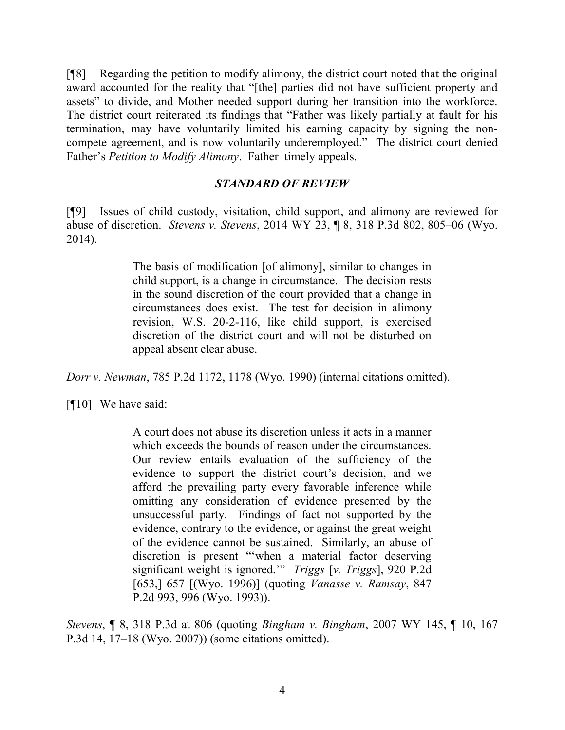[¶8] Regarding the petition to modify alimony, the district court noted that the original award accounted for the reality that "[the] parties did not have sufficient property and assets" to divide, and Mother needed support during her transition into the workforce. The district court reiterated its findings that "Father was likely partially at fault for his termination, may have voluntarily limited his earning capacity by signing the non-compete agreement, and is now voluntarily underemployed." The district court denied Father's *Petition to Modify Alimony*. Father timely appeals.

## *STANDARD OF REVIEW*

[¶9] Issues of child custody, visitation, child support, and alimony are reviewed for abuse of discretion. *Stevens v. Stevens*, 2014 WY 23, ¶ 8, 318 P.3d 802, 805–06 (Wyo. 2014).

> The basis of modification [of alimony], similar to changes in child support, is a change in circumstance. The decision rests in the sound discretion of the court provided that a change in circumstances does exist. The test for decision in alimony revision, W.S. 20-2-116, like child support, is exercised discretion of the district court and will not be disturbed on appeal absent clear abuse.

*Dorr v. Newman*, 785 P.2d 1172, 1178 (Wyo. 1990) (internal citations omitted).

[¶10] We have said:

> A court does not abuse its discretion unless it acts in a manner which exceeds the bounds of reason under the circumstances. Our review entails evaluation of the sufficiency of the evidence to support the district court's decision, and we afford the prevailing party every favorable inference while omitting any consideration of evidence presented by the unsuccessful party. Findings of fact not supported by the evidence, contrary to the evidence, or against the great weight of the evidence cannot be sustained. Similarly, an abuse of discretion is present "'when a material factor deserving significant weight is ignored.'" *Triggs* [*v. Triggs*], 920 P.2d [653,] 657 [(Wyo. 1996)] (quoting *Vanasse v. Ramsay*, 847 P.2d 993, 996 (Wyo. 1993)).

*Stevens*, ¶ 8, 318 P.3d at 806 (quoting *Bingham v. Bingham*, 2007 WY 145, ¶ 10, 167 P.3d 14, 17–18 (Wyo. 2007)) (some citations omitted).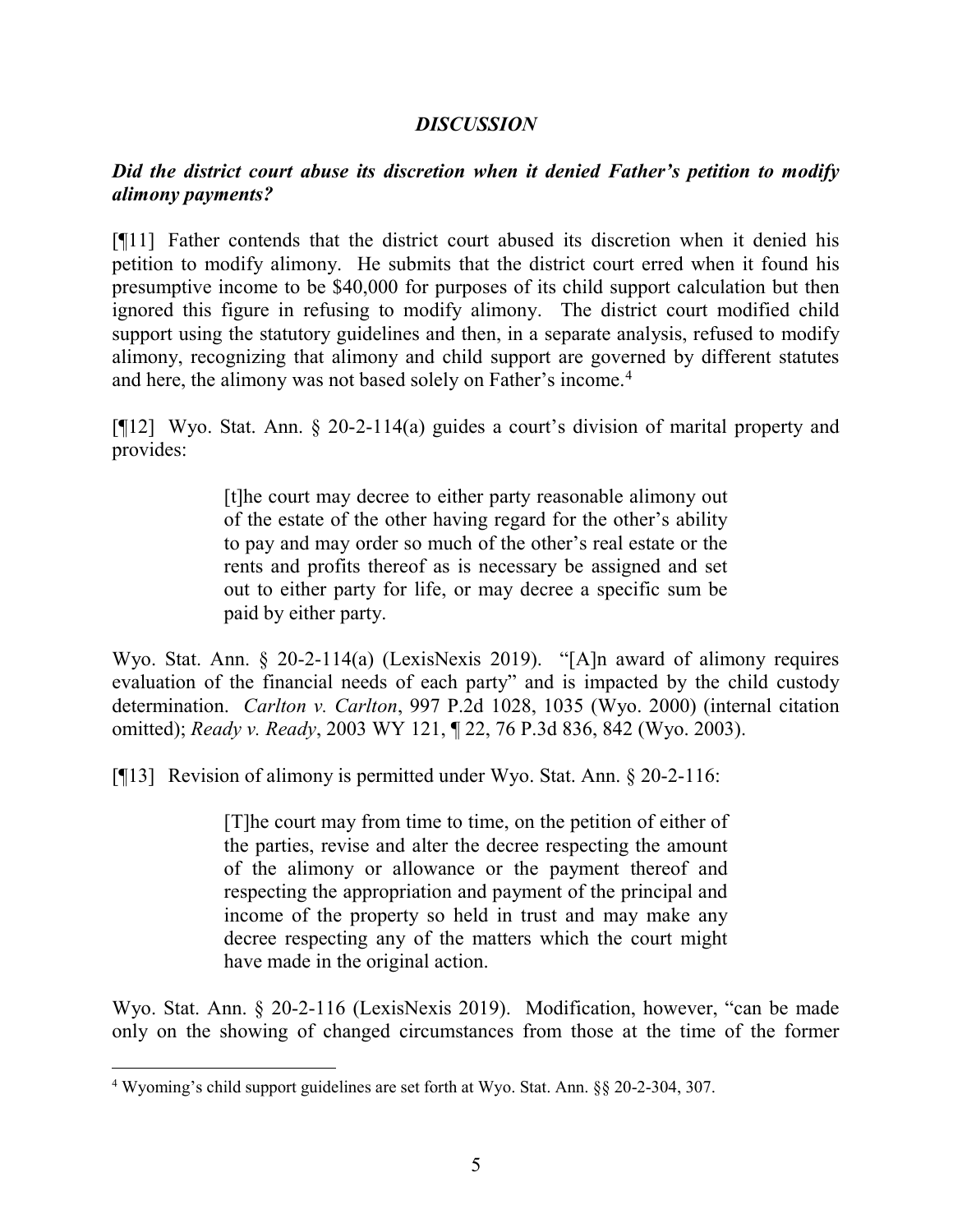## *DISCUSSION*

### *Did the district court abuse its discretion when it denied Father's petition to modify alimony payments?*

[¶11] Father contends that the district court abused its discretion when it denied his petition to modify alimony. He submits that the district court erred when it found his presumptive income to be $40,000 for purposes of its child support calculation but then ignored this figure in refusing to modify alimony. The district court modified child support using the statutory guidelines and then, in a separate analysis, refused to modify alimony, recognizing that alimony and child support are governed by different statutes and here, the alimony was not based solely on Father's income.[4]

[¶12] Wyo. Stat. Ann. § 20-2-114(a) guides a court's division of marital property and provides:

> [t]he court may decree to either party reasonable alimony out of the estate of the other having regard for the other's ability to pay and may order so much of the other's real estate or the rents and profits thereof as is necessary be assigned and set out to either party for life, or may decree a specific sum be paid by either party.

Wyo. Stat. Ann. § 20-2-114(a) (LexisNexis 2019). "[A]n award of alimony requires evaluation of the financial needs of each party" and is impacted by the child custody determination. *Carlton v. Carlton*, 997 P.2d 1028, 1035 (Wyo. 2000) (internal citation omitted); *Ready v. Ready*, 2003 WY 121, ¶ 22, 76 P.3d 836, 842 (Wyo. 2003).

[¶13] Revision of alimony is permitted under Wyo. Stat. Ann. § 20-2-116:

> [T]he court may from time to time, on the petition of either of the parties, revise and alter the decree respecting the amount of the alimony or allowance or the payment thereof and respecting the appropriation and payment of the principal and income of the property so held in trust and may make any decree respecting any of the matters which the court might have made in the original action.

Wyo. Stat. Ann. § 20-2-116 (LexisNexis 2019). Modification, however, "can be made only on the showing of changed circumstances from those at the time of the former

---

[4] Wyoming's child support guidelines are set forth at Wyo. Stat. Ann. §§ 20-2-304, 307.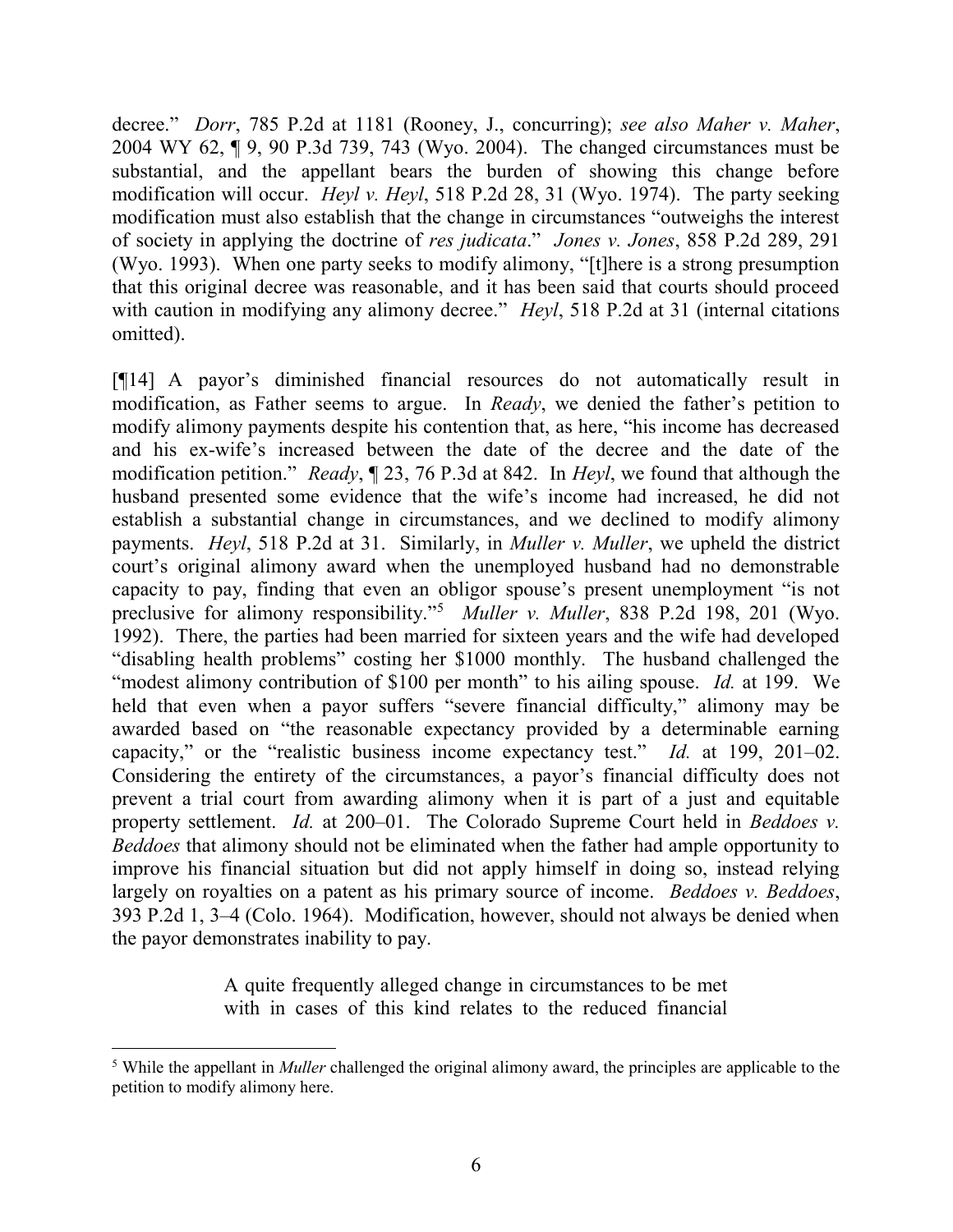decree." *Dorr*, 785 P.2d at 1181 (Rooney, J., concurring); *see also Maher v. Maher*, 2004 WY 62, ¶ 9, 90 P.3d 739, 743 (Wyo. 2004). The changed circumstances must be substantial, and the appellant bears the burden of showing this change before modification will occur. *Heyl v. Heyl*, 518 P.2d 28, 31 (Wyo. 1974). The party seeking modification must also establish that the change in circumstances "outweighs the interest of society in applying the doctrine of *res judicata*." *Jones v. Jones*, 858 P.2d 289, 291 (Wyo. 1993). When one party seeks to modify alimony, "[t]here is a strong presumption that this original decree was reasonable, and it has been said that courts should proceed with caution in modifying any alimony decree." *Heyl*, 518 P.2d at 31 (internal citations omitted).

[¶14] A payor's diminished financial resources do not automatically result in modification, as Father seems to argue. In *Ready*, we denied the father's petition to modify alimony payments despite his contention that, as here, "his income has decreased and his ex-wife's increased between the date of the decree and the date of the modification petition." *Ready*, ¶ 23, 76 P.3d at 842. In *Heyl*, we found that although the husband presented some evidence that the wife's income had increased, he did not establish a substantial change in circumstances, and we declined to modify alimony payments. *Heyl*, 518 P.2d at 31. Similarly, in *Muller v. Muller*, we upheld the district court's original alimony award when the unemployed husband had no demonstrable capacity to pay, finding that even an obligor spouse's present unemployment "is not preclusive for alimony responsibility."[5] *Muller v. Muller*, 838 P.2d 198, 201 (Wyo. 1992). There, the parties had been married for sixteen years and the wife had developed "disabling health problems" costing her $1000 monthly. The husband challenged the "modest alimony contribution of $100 per month" to his ailing spouse. *Id.* at 199. We held that even when a payor suffers "severe financial difficulty," alimony may be awarded based on "the reasonable expectancy provided by a determinable earning capacity," or the "realistic business income expectancy test." *Id.* at 199, 201–02. Considering the entirety of the circumstances, a payor's financial difficulty does not prevent a trial court from awarding alimony when it is part of a just and equitable property settlement. *Id.* at 200–01. The Colorado Supreme Court held in *Beddoes v. Beddoes* that alimony should not be eliminated when the father had ample opportunity to improve his financial situation but did not apply himself in doing so, instead relying largely on royalties on a patent as his primary source of income. *Beddoes v. Beddoes*, 393 P.2d 1, 3–4 (Colo. 1964). Modification, however, should not always be denied when the payor demonstrates inability to pay.

> A quite frequently alleged change in circumstances to be met with in cases of this kind relates to the reduced financial

[5] While the appellant in *Muller* challenged the original alimony award, the principles are applicable to the petition to modify alimony here.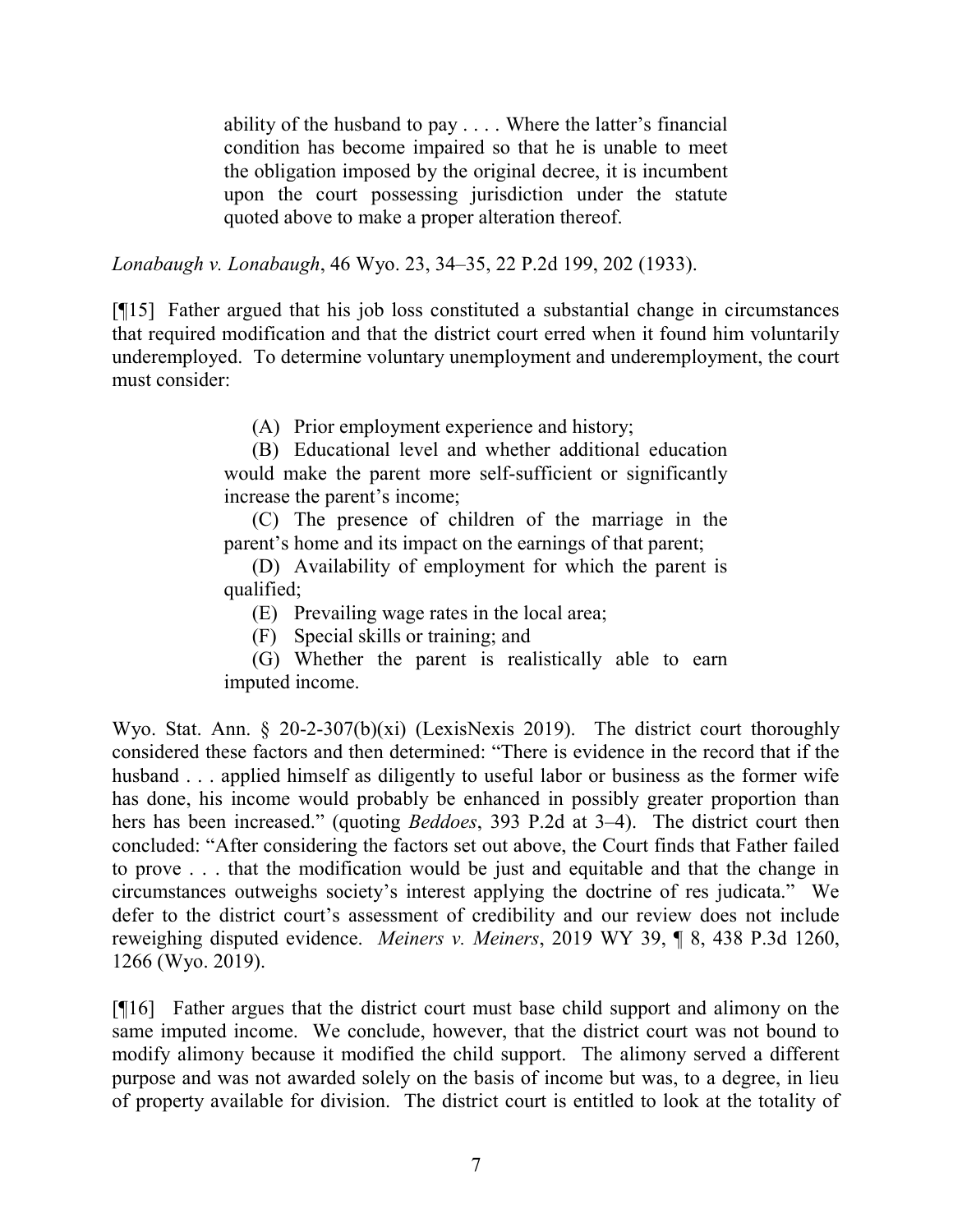> ability of the husband to pay . . . . Where the latter's financial condition has become impaired so that he is unable to meet the obligation imposed by the original decree, it is incumbent upon the court possessing jurisdiction under the statute quoted above to make a proper alteration thereof.

*Lonabaugh v. Lonabaugh*, 46 Wyo. 23, 34–35, 22 P.2d 199, 202 (1933).

[¶15] Father argued that his job loss constituted a substantial change in circumstances that required modification and that the district court erred when it found him voluntarily underemployed. To determine voluntary unemployment and underemployment, the court must consider:

> (A) Prior employment experience and history;
>
> (B) Educational level and whether additional education would make the parent more self-sufficient or significantly increase the parent's income;
>
> (C) The presence of children of the marriage in the parent's home and its impact on the earnings of that parent;
>
> (D) Availability of employment for which the parent is qualified;
>
> (E) Prevailing wage rates in the local area;
>
> (F) Special skills or training; and
>
> (G) Whether the parent is realistically able to earn imputed income.

Wyo. Stat. Ann. § 20-2-307(b)(xi) (LexisNexis 2019). The district court thoroughly considered these factors and then determined: "There is evidence in the record that if the husband . . . applied himself as diligently to useful labor or business as the former wife has done, his income would probably be enhanced in possibly greater proportion than hers has been increased." (quoting *Beddoes*, 393 P.2d at 3–4). The district court then concluded: "After considering the factors set out above, the Court finds that Father failed to prove . . . that the modification would be just and equitable and that the change in circumstances outweighs society's interest applying the doctrine of res judicata." We defer to the district court's assessment of credibility and our review does not include reweighing disputed evidence. *Meiners v. Meiners*, 2019 WY 39, ¶ 8, 438 P.3d 1260, 1266 (Wyo. 2019).

[¶16] Father argues that the district court must base child support and alimony on the same imputed income. We conclude, however, that the district court was not bound to modify alimony because it modified the child support. The alimony served a different purpose and was not awarded solely on the basis of income but was, to a degree, in lieu of property available for division. The district court is entitled to look at the totality of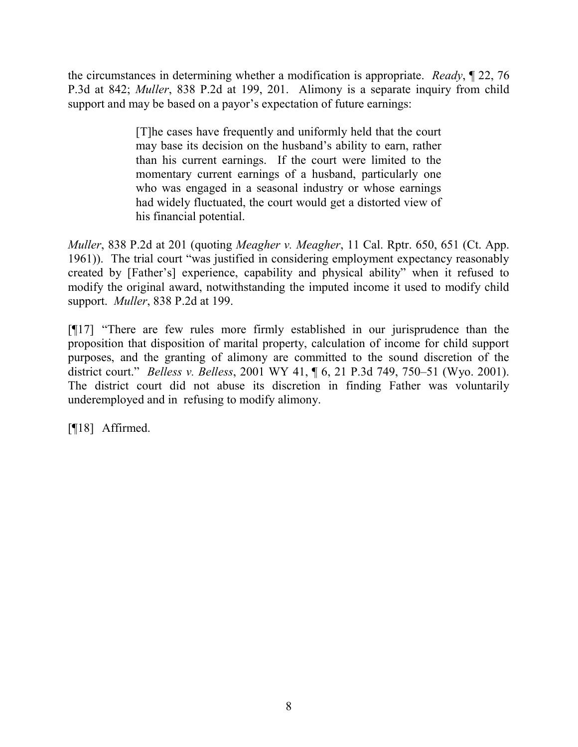the circumstances in determining whether a modification is appropriate. *Ready*, ¶ 22, 76 P.3d at 842; *Muller*, 838 P.2d at 199, 201. Alimony is a separate inquiry from child support and may be based on a payor's expectation of future earnings:

> [T]he cases have frequently and uniformly held that the court may base its decision on the husband's ability to earn, rather than his current earnings. If the court were limited to the momentary current earnings of a husband, particularly one who was engaged in a seasonal industry or whose earnings had widely fluctuated, the court would get a distorted view of his financial potential.

*Muller*, 838 P.2d at 201 (quoting *Meagher v. Meagher*, 11 Cal. Rptr. 650, 651 (Ct. App. 1961)). The trial court "was justified in considering employment expectancy reasonably created by [Father's] experience, capability and physical ability" when it refused to modify the original award, notwithstanding the imputed income it used to modify child support. *Muller*, 838 P.2d at 199.

[¶17] "There are few rules more firmly established in our jurisprudence than the proposition that disposition of marital property, calculation of income for child support purposes, and the granting of alimony are committed to the sound discretion of the district court." *Belless v. Belless*, 2001 WY 41, ¶ 6, 21 P.3d 749, 750–51 (Wyo. 2001). The district court did not abuse its discretion in finding Father was voluntarily underemployed and in refusing to modify alimony.

[¶18] Affirmed.